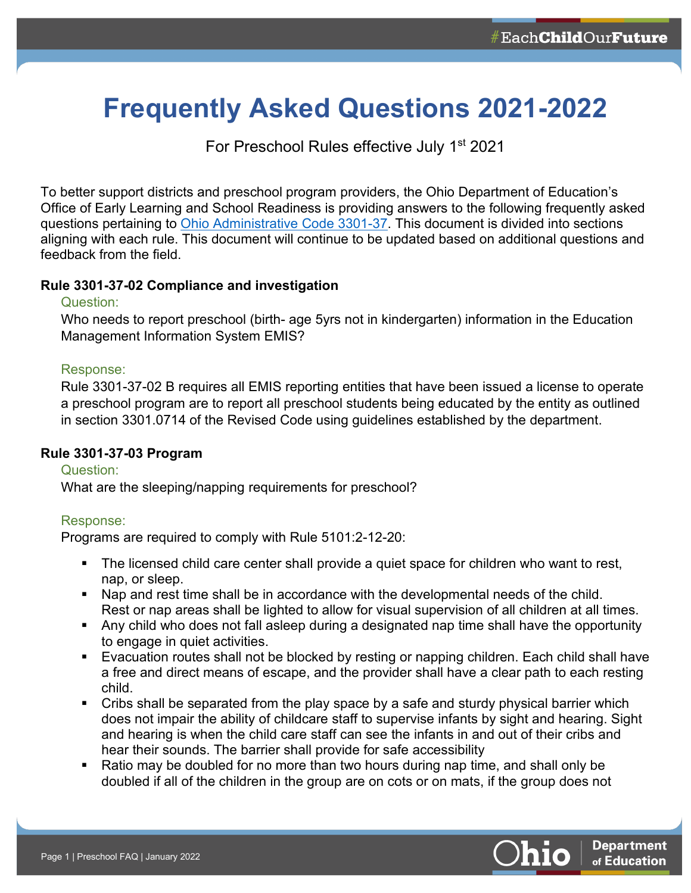# Frequently Asked Questions 2021-2022

For Preschool Rules effective July 1st 2021

To better support districts and preschool program providers, the Ohio Department of Education's Office of Early Learning and School Readiness is providing answers to the following frequently asked questions pertaining to Ohio Administrative Code 3301-37. This document is divided into sections aligning with each rule. This document will continue to be updated based on additional questions and feedback from the field.

### Rule 3301-37-02 Compliance and investigation

Question:

Who needs to report preschool (birth- age 5yrs not in kindergarten) information in the Education Management Information System EMIS?

Response:

Rule 3301-37-02 B requires all EMIS reporting entities that have been issued a license to operate a preschool program are to report all preschool students being educated by the entity as outlined in section 3301.0714 of the Revised Code using guidelines established by the department.

### Rule 3301-37-03 Program

Question:

What are the sleeping/napping requirements for preschool?

Response:

Programs are required to comply with Rule 5101:2-12-20:

- The licensed child care center shall provide a quiet space for children who want to rest, nap, or sleep.
- Nap and rest time shall be in accordance with the developmental needs of the child. Rest or nap areas shall be lighted to allow for visual supervision of all children at all times.
- Any child who does not fall asleep during a designated nap time shall have the opportunity to engage in quiet activities.
- Evacuation routes shall not be blocked by resting or napping children. Each child shall have a free and direct means of escape, and the provider shall have a clear path to each resting child.
- Cribs shall be separated from the play space by a safe and sturdy physical barrier which does not impair the ability of childcare staff to supervise infants by sight and hearing. Sight and hearing is when the child care staff can see the infants in and out of their cribs and hear their sounds. The barrier shall provide for safe accessibility
- Ratio may be doubled for no more than two hours during nap time, and shall only be doubled if all of the children in the group are on cots or on mats, if the group does not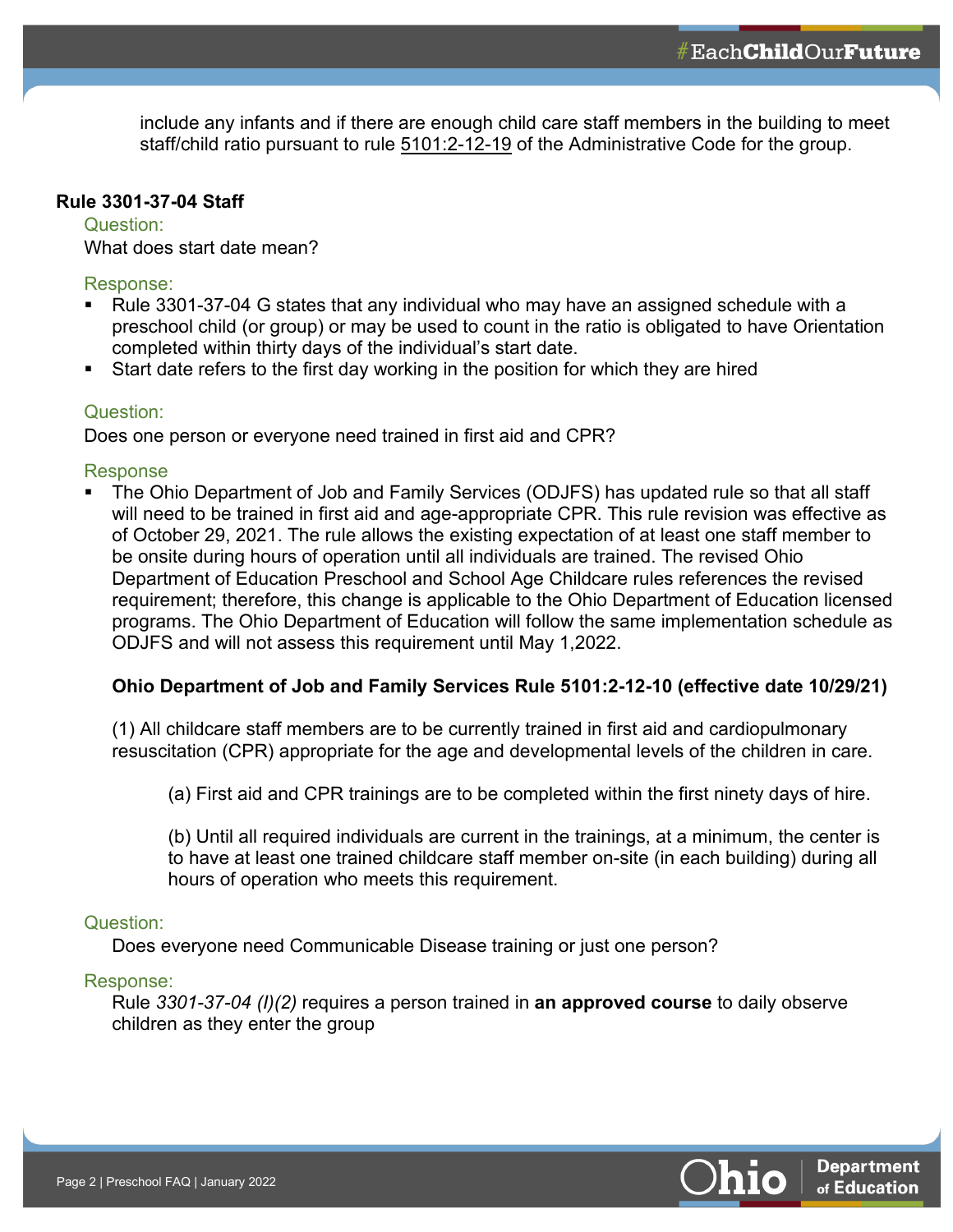include any infants and if there are enough child care staff members in the building to meet staff/child ratio pursuant to rule 5101:2-12-19 of the Administrative Code for the group.

### Rule 3301-37-04 Staff

Question:

What does start date mean?

Response:

- Rule 3301-37-04 G states that any individual who may have an assigned schedule with a preschool child (or group) or may be used to count in the ratio is obligated to have Orientation completed within thirty days of the individual's start date.
- Start date refers to the first day working in the position for which they are hired

Question:

Does one person or everyone need trained in first aid and CPR?

Response

- The Ohio Department of Job and Family Services (ODJFS) has updated rule so that all staff will need to be trained in first aid and age-appropriate CPR. This rule revision was effective as of October 29, 2021. The rule allows the existing expectation of at least one staff member to be onsite during hours of operation until all individuals are trained. The revised Ohio Department of Education Preschool and School Age Childcare rules references the revised requirement; therefore, this change is applicable to the Ohio Department of Education licensed programs. The Ohio Department of Education will follow the same implementation schedule as ODJFS and will not assess this requirement until May 1,2022.

**Ohio Department of Job and Family Services Rule 5101:2-12-10 (effective date 10/29/21)**

(1) All childcare staff members are to be currently trained in first aid and cardiopulmonary resuscitation (CPR) appropriate for the age and developmental levels of the children in care.

(a) First aid and CPR trainings are to be completed within the first ninety days of hire.

(b) Until all required individuals are current in the trainings, at a minimum, the center is to have at least one trained childcare staff member on-site (in each building) during all hours of operation who meets this requirement.

Question:

Does everyone need Communicable Disease training or just one person?

Response:

Rule *3301-37-04 (I)(2)* requires a person trained in **an approved course** to daily observe children as they enter the group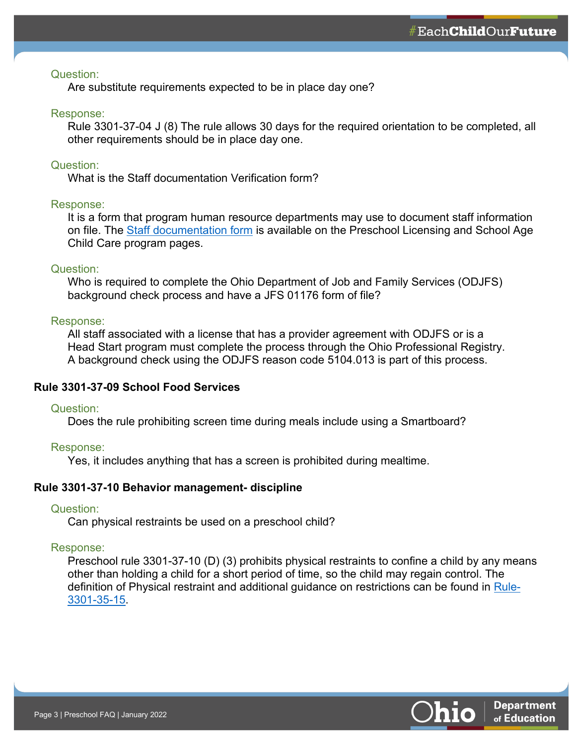Question:

Are substitute requirements expected to be in place day one?

Response:

Rule 3301-37-04 J (8) The rule allows 30 days for the required orientation to be completed, all other requirements should be in place day one.

Question:

What is the Staff documentation Verification form?

Response:

It is a form that program human resource departments may use to document staff information on file. The [Staff documentation form] is available on the Preschool Licensing and School Age Child Care program pages.

Question:

Who is required to complete the Ohio Department of Job and Family Services (ODJFS) background check process and have a JFS 01176 form of file?

Response:

All staff associated with a license that has a provider agreement with ODJFS or is a Head Start program must complete the process through the Ohio Professional Registry. A background check using the ODJFS reason code 5104.013 is part of this process.

### Rule 3301-37-09 School Food Services

Question:

Does the rule prohibiting screen time during meals include using a Smartboard?

Response:

Yes, it includes anything that has a screen is prohibited during mealtime.

### Rule 3301-37-10 Behavior management- discipline

Question:

Can physical restraints be used on a preschool child?

Response:

Preschool rule 3301-37-10 (D) (3) prohibits physical restraints to confine a child by any means other than holding a child for a short period of time, so the child may regain control. The definition of Physical restraint and additional guidance on restrictions can be found in [Rule-3301-35-15].